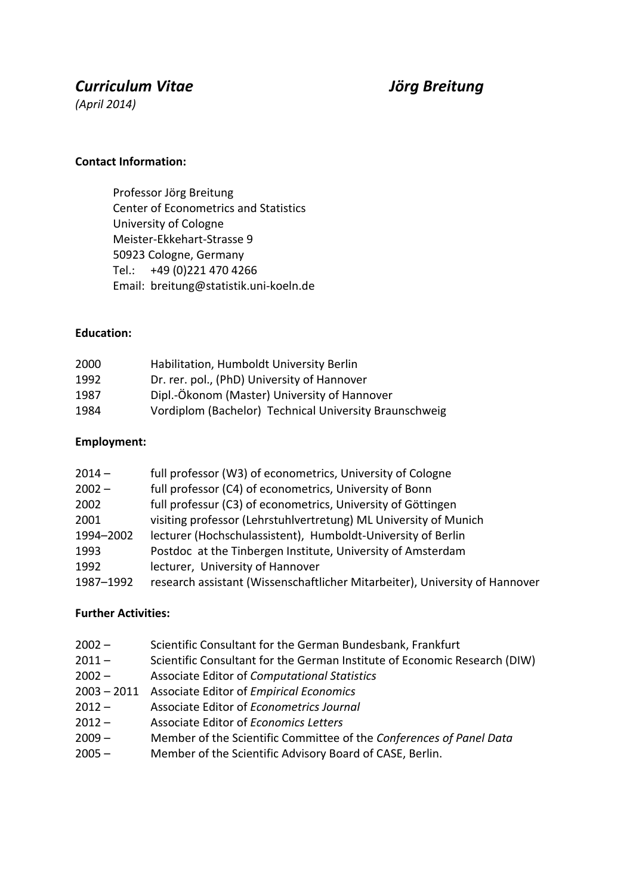# *Curriculum Vitae* *Jörg Breitung*

*(April 2014)*

**Contact Information:**

Professor Jörg Breitung
Center of Econometrics and Statistics
University of Cologne
Meister-Ekkehart-Strasse 9
50923 Cologne, Germany
Tel.: +49 (0)221 470 4266
Email: breitung@statistik.uni-koeln.de

**Education:**

| | |
|---|---|
| 2000 | Habilitation, Humboldt University Berlin |
| 1992 | Dr. rer. pol., (PhD) University of Hannover |
| 1987 | Dipl.-Ökonom (Master) University of Hannover |
| 1984 | Vordiplom (Bachelor) Technical University Braunschweig |

**Employment:**

| | |
|---|---|
| 2014 – | full professor (W3) of econometrics, University of Cologne |
| 2002 – | full professor (C4) of econometrics, University of Bonn |
| 2002 | full professur (C3) of econometrics, University of Göttingen |
| 2001 | visiting professor (Lehrstuhlvertretung) ML University of Munich |
| 1994–2002 | lecturer (Hochschulassistent), Humboldt-University of Berlin |
| 1993 | Postdoc at the Tinbergen Institute, University of Amsterdam |
| 1992 | lecturer, University of Hannover |
| 1987–1992 | research assistant (Wissenschaftlicher Mitarbeiter), University of Hannover |

**Further Activities:**

| | |
|---|---|
| 2002 – | Scientific Consultant for the German Bundesbank, Frankfurt |
| 2011 – | Scientific Consultant for the German Institute of Economic Research (DIW) |
| 2002 – | Associate Editor of *Computational Statistics* |
| 2003 – 2011 | Associate Editor of *Empirical Economics* |
| 2012 – | Associate Editor of *Econometrics Journal* |
| 2012 – | Associate Editor of *Economics Letters* |
| 2009 – | Member of the Scientific Committee of the *Conferences of Panel Data* |
| 2005 – | Member of the Scientific Advisory Board of CASE, Berlin. |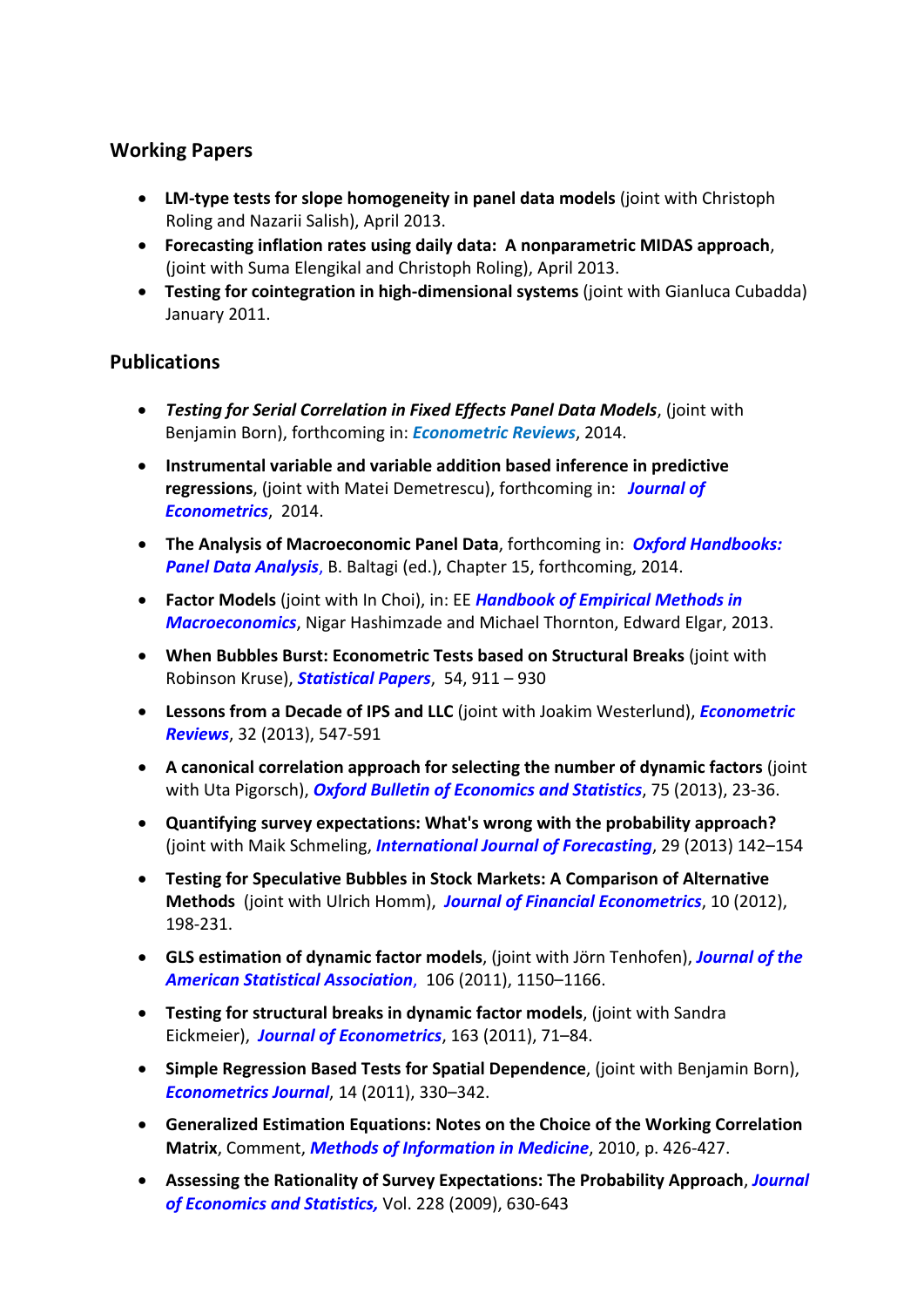## Working Papers

- **LM-type tests for slope homogeneity in panel data models** (joint with Christoph Roling and Nazarii Salish), April 2013.
- **Forecasting inflation rates using daily data: A nonparametric MIDAS approach**, (joint with Suma Elengikal and Christoph Roling), April 2013.
- **Testing for cointegration in high-dimensional systems** (joint with Gianluca Cubadda) January 2011.

## Publications

- ***Testing for Serial Correlation in Fixed Effects Panel Data Models***, (joint with Benjamin Born), forthcoming in: ***Econometric Reviews***, 2014.
- **Instrumental variable and variable addition based inference in predictive regressions**, (joint with Matei Demetrescu), forthcoming in: ***Journal of Econometrics***, 2014.
- **The Analysis of Macroeconomic Panel Data**, forthcoming in: ***Oxford Handbooks: Panel Data Analysis***, B. Baltagi (ed.), Chapter 15, forthcoming, 2014.
- **Factor Models** (joint with In Choi), in: EE ***Handbook of Empirical Methods in Macroeconomics***, Nigar Hashimzade and Michael Thornton, Edward Elgar, 2013.
- **When Bubbles Burst: Econometric Tests based on Structural Breaks** (joint with Robinson Kruse), ***Statistical Papers***, 54, 911 – 930
- **Lessons from a Decade of IPS and LLC** (joint with Joakim Westerlund), ***Econometric Reviews***, 32 (2013), 547-591
- **A canonical correlation approach for selecting the number of dynamic factors** (joint with Uta Pigorsch), ***Oxford Bulletin of Economics and Statistics***, 75 (2013), 23-36.
- **Quantifying survey expectations: What's wrong with the probability approach?** (joint with Maik Schmeling, ***International Journal of Forecasting***, 29 (2013) 142–154
- **Testing for Speculative Bubbles in Stock Markets: A Comparison of Alternative Methods** (joint with Ulrich Homm), ***Journal of Financial Econometrics***, 10 (2012), 198-231.
- **GLS estimation of dynamic factor models**, (joint with Jörn Tenhofen), ***Journal of the American Statistical Association***, 106 (2011), 1150–1166.
- **Testing for structural breaks in dynamic factor models**, (joint with Sandra Eickmeier), ***Journal of Econometrics***, 163 (2011), 71–84.
- **Simple Regression Based Tests for Spatial Dependence**, (joint with Benjamin Born), ***Econometrics Journal***, 14 (2011), 330–342.
- **Generalized Estimation Equations: Notes on the Choice of the Working Correlation Matrix**, Comment, ***Methods of Information in Medicine***, 2010, p. 426-427.
- **Assessing the Rationality of Survey Expectations: The Probability Approach**, ***Journal of Economics and Statistics,*** Vol. 228 (2009), 630-643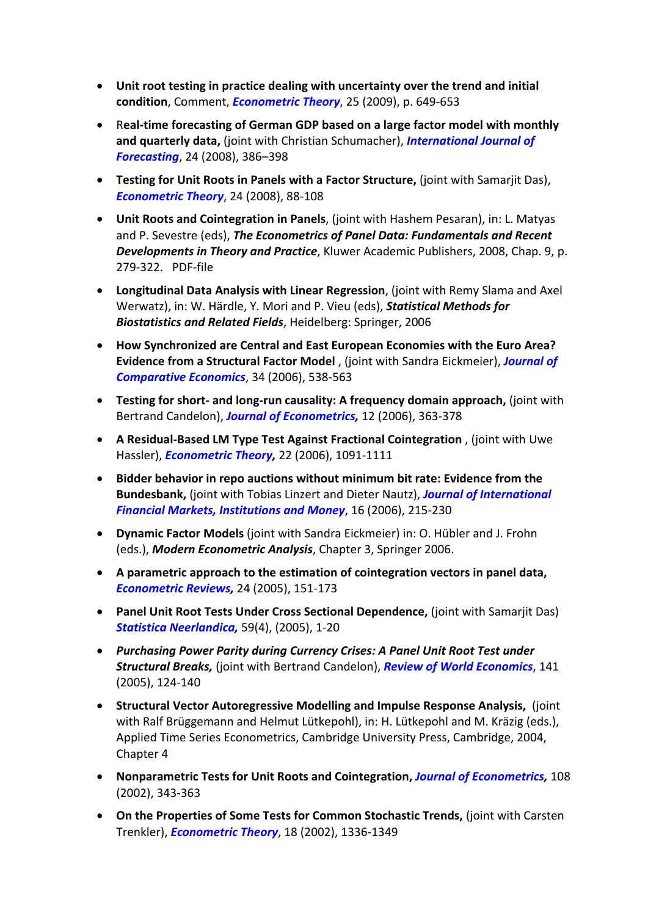- **Unit root testing in practice dealing with uncertainty over the trend and initial condition**, Comment, ***Econometric Theory***, 25 (2009), p. 649-653

- R**eal-time forecasting of German GDP based on a large factor model with monthly and quarterly data,** (joint with Christian Schumacher), ***International Journal of Forecasting***, 24 (2008), 386–398

- **Testing for Unit Roots in Panels with a Factor Structure,** (joint with Samarjit Das), ***Econometric Theory***, 24 (2008), 88-108

- **Unit Roots and Cointegration in Panels**, (joint with Hashem Pesaran), in: L. Matyas and P. Sevestre (eds), ***The Econometrics of Panel Data: Fundamentals and Recent Developments in Theory and Practice***, Kluwer Academic Publishers, 2008, Chap. 9, p. 279-322. PDF-file

- **Longitudinal Data Analysis with Linear Regression**, (joint with Remy Slama and Axel Werwatz), in: W. Härdle, Y. Mori and P. Vieu (eds), ***Statistical Methods for Biostatistics and Related Fields***, Heidelberg: Springer, 2006

- **How Synchronized are Central and East European Economies with the Euro Area? Evidence from a Structural Factor Model** , (joint with Sandra Eickmeier), ***Journal of Comparative Economics***, 34 (2006), 538-563

- **Testing for short- and long-run causality: A frequency domain approach,** (joint with Bertrand Candelon), ***Journal of Econometrics,*** 12 (2006), 363-378

- **A Residual-Based LM Type Test Against Fractional Cointegration** , (joint with Uwe Hassler), ***Econometric Theory,*** 22 (2006), 1091-1111

- **Bidder behavior in repo auctions without minimum bit rate: Evidence from the Bundesbank,** (joint with Tobias Linzert and Dieter Nautz), ***Journal of International Financial Markets, Institutions and Money***, 16 (2006), 215-230

- **Dynamic Factor Models** (joint with Sandra Eickmeier) in: O. Hübler and J. Frohn (eds.), ***Modern Econometric Analysis***, Chapter 3, Springer 2006.

- **A parametric approach to the estimation of cointegration vectors in panel data,** ***Econometric Reviews,*** 24 (2005), 151-173

- **Panel Unit Root Tests Under Cross Sectional Dependence,** (joint with Samarjit Das) ***Statistica Neerlandica,*** 59(4), (2005), 1-20

- ***Purchasing Power Parity during Currency Crises: A Panel Unit Root Test under Structural Breaks,*** (joint with Bertrand Candelon), ***Review of World Economics***, 141 (2005), 124-140

- **Structural Vector Autoregressive Modelling and Impulse Response Analysis,** (joint with Ralf Brüggemann and Helmut Lütkepohl), in: H. Lütkepohl and M. Krätzig (eds.), Applied Time Series Econometrics, Cambridge University Press, Cambridge, 2004, Chapter 4

- **Nonparametric Tests for Unit Roots and Cointegration,** ***Journal of Econometrics,*** 108 (2002), 343-363

- **On the Properties of Some Tests for Common Stochastic Trends,** (joint with Carsten Trenkler), ***Econometric Theory***, 18 (2002), 1336-1349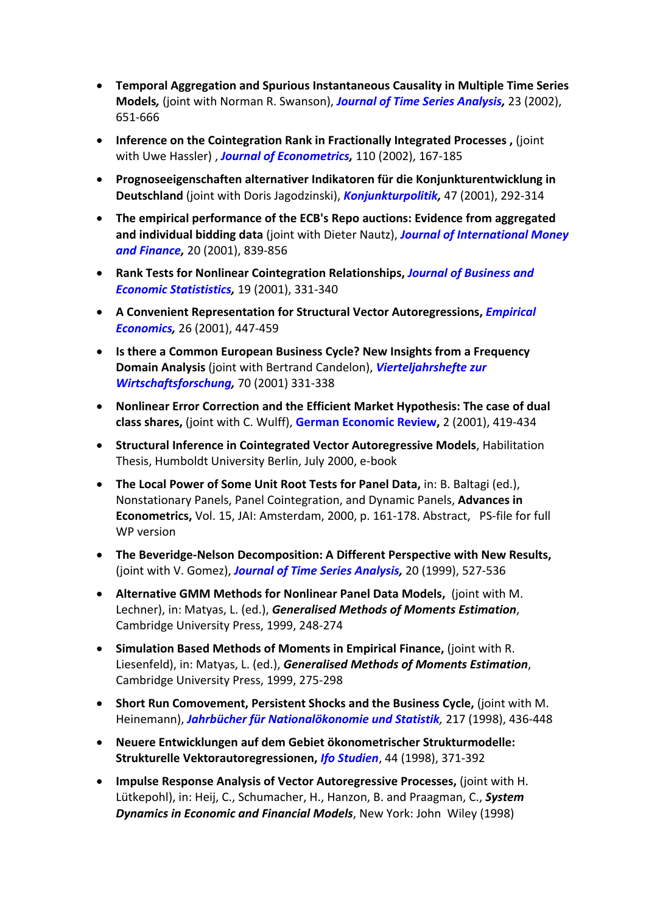- **Temporal Aggregation and Spurious Instantaneous Causality in Multiple Time Series Models,** (joint with Norman R. Swanson), ***Journal of Time Series Analysis,*** 23 (2002), 651-666

- **Inference on the Cointegration Rank in Fractionally Integrated Processes ,** (joint with Uwe Hassler) , ***Journal of Econometrics,*** 110 (2002), 167-185

- **Prognoseeigenschaften alternativer Indikatoren für die Konjunkturentwicklung in Deutschland** (joint with Doris Jagodzinski), ***Konjunkturpolitik,*** 47 (2001), 292-314

- **The empirical performance of the ECB's Repo auctions: Evidence from aggregated and individual bidding data** (joint with Dieter Nautz), ***Journal of International Money and Finance,*** 20 (2001), 839-856

- **Rank Tests for Nonlinear Cointegration Relationships, *Journal of Business and Economic Statististics,*** 19 (2001), 331-340

- **A Convenient Representation for Structural Vector Autoregressions, *Empirical Economics,*** 26 (2001), 447-459

- **Is there a Common European Business Cycle? New Insights from a Frequency Domain Analysis** (joint with Bertrand Candelon), ***Vierteljahrshefte zur Wirtschaftsforschung,*** 70 (2001) 331-338

- **Nonlinear Error Correction and the Efficient Market Hypothesis: The case of dual class shares,** (joint with C. Wulff), **German Economic Review,** 2 (2001), 419-434

- **Structural Inference in Cointegrated Vector Autoregressive Models**, Habilitation Thesis, Humboldt University Berlin, July 2000, e-book

- **The Local Power of Some Unit Root Tests for Panel Data,** in: B. Baltagi (ed.), Nonstationary Panels, Panel Cointegration, and Dynamic Panels, **Advances in Econometrics,** Vol. 15, JAI: Amsterdam, 2000, p. 161-178. Abstract, PS-file for full WP version

- **The Beveridge-Nelson Decomposition: A Different Perspective with New Results,** (joint with V. Gomez), ***Journal of Time Series Analysis,*** 20 (1999), 527-536

- **Alternative GMM Methods for Nonlinear Panel Data Models,** (joint with M. Lechner), in: Matyas, L. (ed.), ***Generalised Methods of Moments Estimation***, Cambridge University Press, 1999, 248-274

- **Simulation Based Methods of Moments in Empirical Finance,** (joint with R. Liesenfeld), in: Matyas, L. (ed.), ***Generalised Methods of Moments Estimation***, Cambridge University Press, 1999, 275-298

- **Short Run Comovement, Persistent Shocks and the Business Cycle,** (joint with M. Heinemann), ***Jahrbücher für Nationalökonomie und Statistik***, 217 (1998), 436-448

- **Neuere Entwicklungen auf dem Gebiet ökonometrischer Strukturmodelle: Strukturelle Vektorautoregressionen, *Ifo Studien***, 44 (1998), 371-392

- **Impulse Response Analysis of Vector Autoregressive Processes,** (joint with H. Lütkepohl), in: Heij, C., Schumacher, H., Hanzon, B. and Praagman, C., ***System Dynamics in Economic and Financial Models***, New York: John Wiley (1998)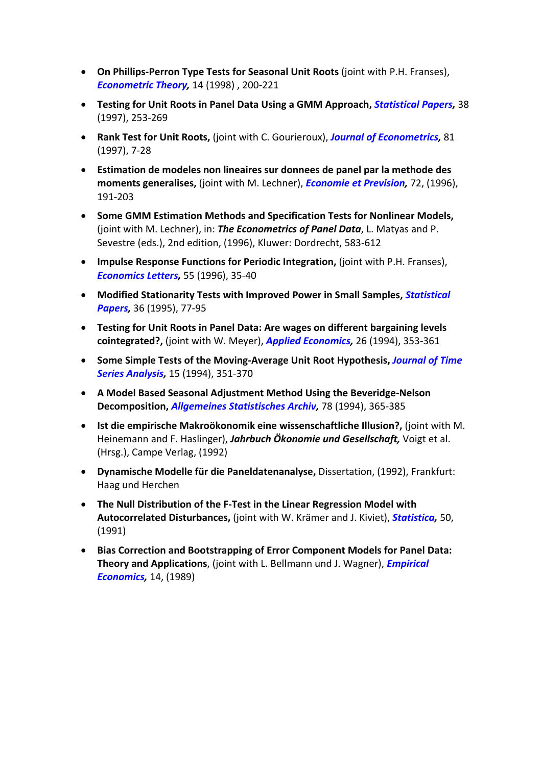- **On Phillips-Perron Type Tests for Seasonal Unit Roots** (joint with P.H. Franses), ***Econometric Theory*,** 14 (1998) , 200-221
- **Testing for Unit Roots in Panel Data Using a GMM Approach,** ***Statistical Papers*,** 38 (1997), 253-269
- **Rank Test for Unit Roots,** (joint with C. Gourieroux), ***Journal of Econometrics*,** 81 (1997), 7-28
- **Estimation de modeles non lineaires sur donnees de panel par la methode des moments generalises,** (joint with M. Lechner), ***Economie et Prevision*,** 72, (1996), 191-203
- **Some GMM Estimation Methods and Specification Tests for Nonlinear Models,** (joint with M. Lechner), in: ***The Econometrics of Panel Data***, L. Matyas and P. Sevestre (eds.), 2nd edition, (1996), Kluwer: Dordrecht, 583-612
- **Impulse Response Functions for Periodic Integration,** (joint with P.H. Franses), ***Economics Letters*,** 55 (1996), 35-40
- **Modified Stationarity Tests with Improved Power in Small Samples,** ***Statistical Papers*,** 36 (1995), 77-95
- **Testing for Unit Roots in Panel Data: Are wages on different bargaining levels cointegrated?,** (joint with W. Meyer), ***Applied Economics*,** 26 (1994), 353-361
- **Some Simple Tests of the Moving-Average Unit Root Hypothesis,** ***Journal of Time Series Analysis*,** 15 (1994), 351-370
- **A Model Based Seasonal Adjustment Method Using the Beveridge-Nelson Decomposition,** ***Allgemeines Statistisches Archiv*,** 78 (1994), 365-385
- **Ist die empirische Makroökonomik eine wissenschaftliche Illusion?,** (joint with M. Heinemann and F. Haslinger), ***Jahrbuch Ökonomie und Gesellschaft,*** Voigt et al. (Hrsg.), Campe Verlag, (1992)
- **Dynamische Modelle für die Paneldatenanalyse,** Dissertation, (1992), Frankfurt: Haag und Herchen
- **The Null Distribution of the F-Test in the Linear Regression Model with Autocorrelated Disturbances,** (joint with W. Krämer and J. Kiviet), ***Statistica*,** 50, (1991)
- **Bias Correction and Bootstrapping of Error Component Models for Panel Data: Theory and Applications**, (joint with L. Bellmann und J. Wagner), ***Empirical Economics*,** 14, (1989)